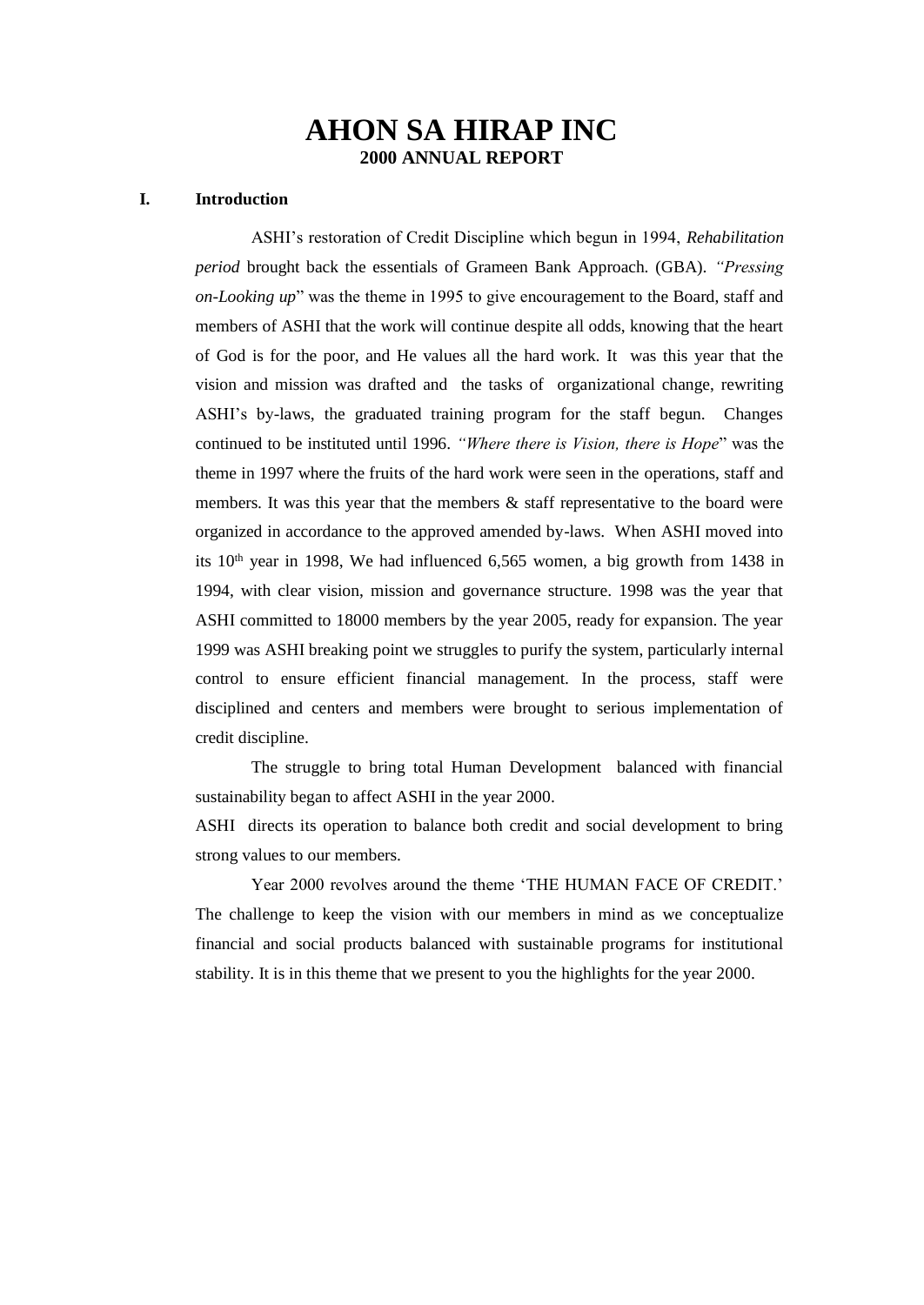# AHON SA HIRAP INC

## 2000 ANNUAL REPORT

### I. Introduction

ASHI's restoration of Credit Discipline which begun in 1994, *Rehabilitation period* brought back the essentials of Grameen Bank Approach. (GBA). *"Pressing on-Looking up*" was the theme in 1995 to give encouragement to the Board, staff and members of ASHI that the work will continue despite all odds, knowing that the heart of God is for the poor, and He values all the hard work. It was this year that the vision and mission was drafted and the tasks of organizational change, rewriting ASHI's by-laws, the graduated training program for the staff begun. Changes continued to be instituted until 1996. *"Where there is Vision, there is Hope*" was the theme in 1997 where the fruits of the hard work were seen in the operations, staff and members. It was this year that the members & staff representative to the board were organized in accordance to the approved amended by-laws. When ASHI moved into its 10th year in 1998, We had influenced 6,565 women, a big growth from 1438 in 1994, with clear vision, mission and governance structure. 1998 was the year that ASHI committed to 18000 members by the year 2005, ready for expansion. The year 1999 was ASHI breaking point we struggles to purify the system, particularly internal control to ensure efficient financial management. In the process, staff were disciplined and centers and members were brought to serious implementation of credit discipline.

The struggle to bring total Human Development balanced with financial sustainability began to affect ASHI in the year 2000.

ASHI directs its operation to balance both credit and social development to bring strong values to our members.

Year 2000 revolves around the theme 'THE HUMAN FACE OF CREDIT.' The challenge to keep the vision with our members in mind as we conceptualize financial and social products balanced with sustainable programs for institutional stability. It is in this theme that we present to you the highlights for the year 2000.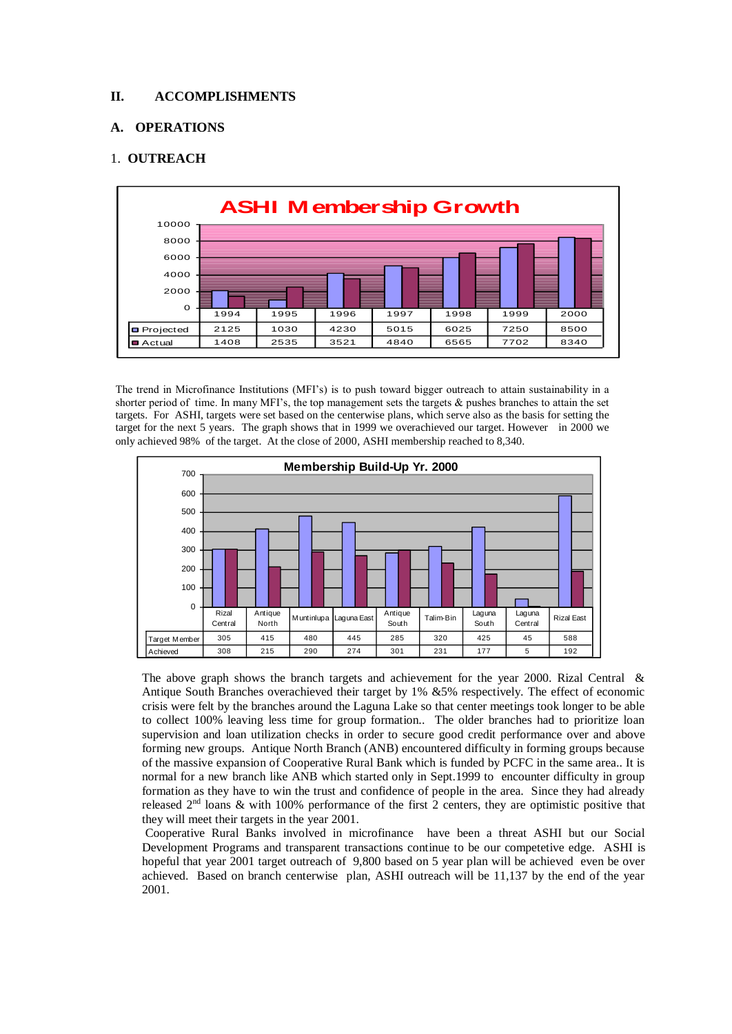## II. ACCOMPLISHMENTS

### A. OPERATIONS

#### 1. OUTREACH

**ASHI Membership Growth**

| | 1994 | 1995 | 1996 | 1997 | 1998 | 1999 | 2000 |
|---|---|---|---|---|---|---|---|
| Projected | 2125 | 1030 | 4230 | 5015 | 6025 | 7250 | 8500 |
| Actual | 1408 | 2535 | 3521 | 4840 | 6565 | 7702 | 8340 |

The trend in Microfinance Institutions (MFI's) is to push toward bigger outreach to attain sustainability in a shorter period of time. In many MFI's, the top management sets the targets & pushes branches to attain the set targets. For ASHI, targets were set based on the centerwise plans, which serve also as the basis for setting the target for the next 5 years. The graph shows that in 1999 we overachieved our target. However in 2000 we only achieved 98% of the target. At the close of 2000, ASHI membership reached to 8,340.

**Membership Build-Up Yr. 2000**

| | Rizal Central | Antique North | Muntinlupa | Laguna East | Antique South | Talim-Bin | Laguna South | Laguna Central | Rizal East |
|---|---|---|---|---|---|---|---|---|---|
| Target Member | 305 | 415 | 480 | 445 | 285 | 320 | 425 | 45 | 588 |
| Achieved | 308 | 215 | 290 | 274 | 301 | 231 | 177 | 5 | 192 |

The above graph shows the branch targets and achievement for the year 2000. Rizal Central & Antique South Branches overachieved their target by 1% &5% respectively. The effect of economic crisis were felt by the branches around the Laguna Lake so that center meetings took longer to be able to collect 100% leaving less time for group formation.. The older branches had to prioritize loan supervision and loan utilization checks in order to secure good credit performance over and above forming new groups. Antique North Branch (ANB) encountered difficulty in forming groups because of the massive expansion of Cooperative Rural Bank which is funded by PCFC in the same area.. It is normal for a new branch like ANB which started only in Sept.1999 to encounter difficulty in group formation as they have to win the trust and confidence of people in the area. Since they had already released 2nd loans & with 100% performance of the first 2 centers, they are optimistic positive that they will meet their targets in the year 2001.

Cooperative Rural Banks involved in microfinance have been a threat ASHI but our Social Development Programs and transparent transactions continue to be our competetive edge. ASHI is hopeful that year 2001 target outreach of 9,800 based on 5 year plan will be achieved even be over achieved. Based on branch centerwise plan, ASHI outreach will be 11,137 by the end of the year 2001.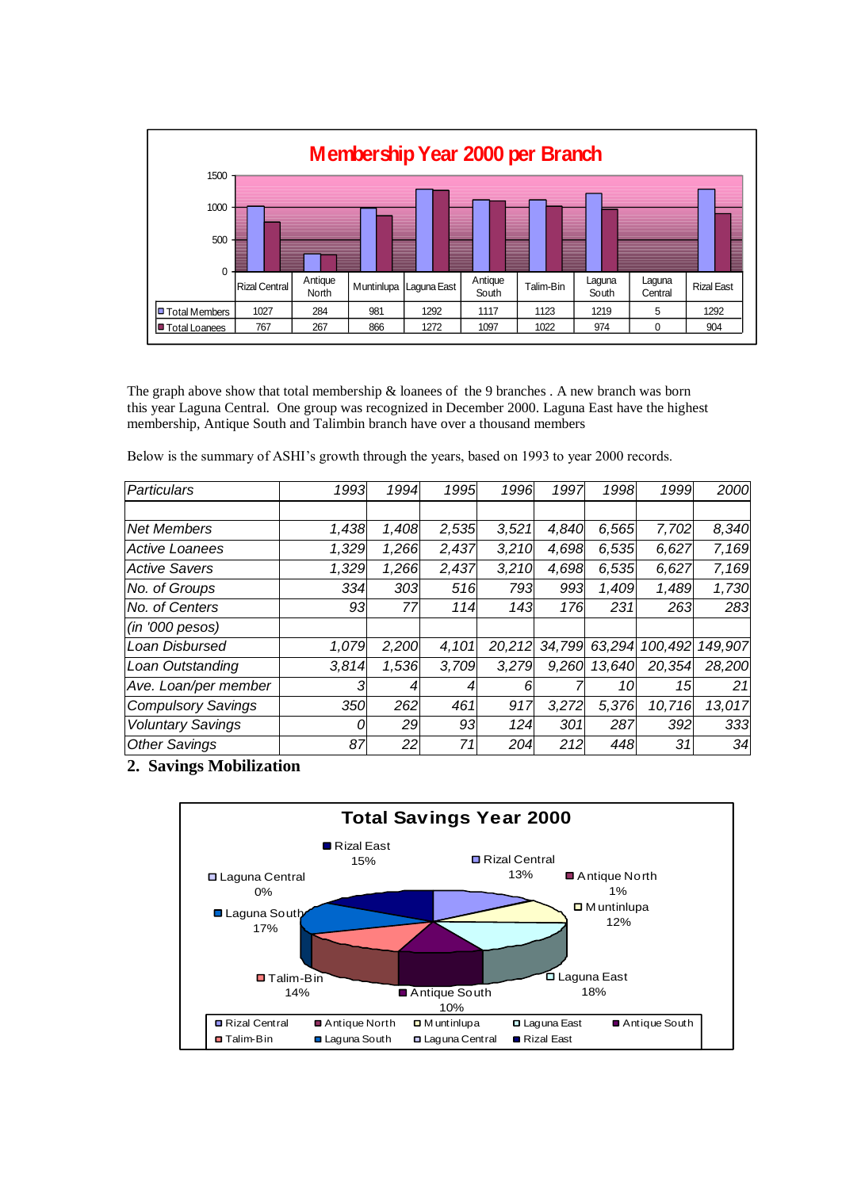**Membership Year 2000 per Branch**

| | Rizal Central | Antique North | Muntinlupa | Laguna East | Antique South | Talim-Bin | Laguna South | Laguna Central | Rizal East |
|---|---|---|---|---|---|---|---|---|---|
| Total Members | 1027 | 284 | 981 | 1292 | 1117 | 1123 | 1219 | 5 | 1292 |
| Total Loanees | 767 | 267 | 866 | 1272 | 1097 | 1022 | 974 | 0 | 904 |

The graph above show that total membership & loanees of the 9 branches . A new branch was born this year Laguna Central. One group was recognized in December 2000. Laguna East have the highest membership, Antique South and Talimbin branch have over a thousand members

Below is the summary of ASHI's growth through the years, based on 1993 to year 2000 records.

| *Particulars* | *1993* | *1994* | *1995* | *1996* | *1997* | *1998* | *1999* | *2000* |
|---|---|---|---|---|---|---|---|---|
| | | | | | | | | |
| *Net Members* | *1,438* | *1,408* | *2,535* | *3,521* | *4,840* | *6,565* | *7,702* | *8,340* |
| *Active Loanees* | *1,329* | *1,266* | *2,437* | *3,210* | *4,698* | *6,535* | *6,627* | *7,169* |
| *Active Savers* | *1,329* | *1,266* | *2,437* | *3,210* | *4,698* | *6,535* | *6,627* | *7,169* |
| *No. of Groups* | *334* | *303* | *516* | *793* | *993* | *1,409* | *1,489* | *1,730* |
| *No. of Centers* | *93* | *77* | *114* | *143* | *176* | *231* | *263* | *283* |
| *(in '000 pesos)* | | | | | | | | |
| *Loan Disbursed* | *1,079* | *2,200* | *4,101* | *20,212* | *34,799* | *63,294* | *100,492* | *149,907* |
| *Loan Outstanding* | *3,814* | *1,536* | *3,709* | *3,279* | *9,260* | *13,640* | *20,354* | *28,200* |
| *Ave. Loan/per member* | *3* | *4* | *4* | *6* | *7* | *10* | *15* | *21* |
| *Compulsory Savings* | *350* | *262* | *461* | *917* | *3,272* | *5,376* | *10,716* | *13,017* |
| *Voluntary Savings* | *0* | *29* | *93* | *124* | *301* | *287* | *392* | *333* |
| *Other Savings* | *87* | *22* | *71* | *204* | *212* | *448* | *31* | *34* |

## 2. Savings Mobilization

**Total Savings Year 2000**

| Branch | Share |
|---|---|
| Rizal Central | 13% |
| Antique North | 1% |
| Muntinlupa | 12% |
| Laguna East | 18% |
| Antique South | 10% |
| Talim-Bin | 14% |
| Laguna South | 17% |
| Laguna Central | 0% |
| Rizal East | 15% |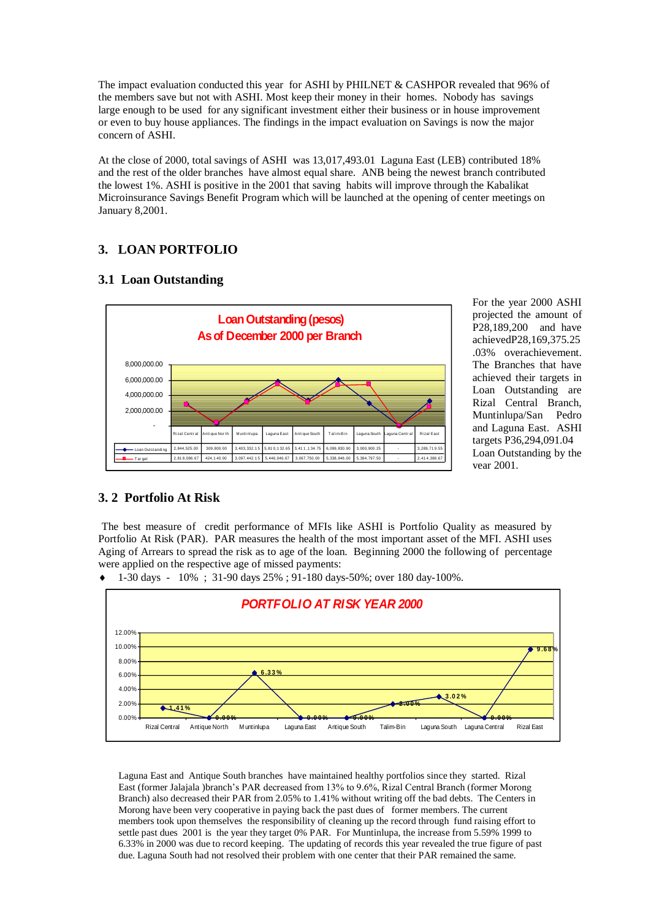The impact evaluation conducted this year for ASHI by PHILNET & CASHPOR revealed that 96% of the members save but not with ASHI. Most keep their money in their homes. Nobody has savings large enough to be used for any significant investment either their business or in house improvement or even to buy house appliances. The findings in the impact evaluation on Savings is now the major concern of ASHI.

At the close of 2000, total savings of ASHI was 13,017,493.01 Laguna East (LEB) contributed 18% and the rest of the older branches have almost equal share. ANB being the newest branch contributed the lowest 1%. ASHI is positive in the 2001 that saving habits will improve through the Kabalikat Microinsurance Savings Benefit Program which will be launched at the opening of center meetings on January 8,2001.

## 3. LOAN PORTFOLIO

### 3.1 Loan Outstanding

**Loan Outstanding (pesos)**
**As of December 2000 per Branch**

| | Rizal Central | Antique North | Muntinlupa | Laguna East | Antique South | Talim-Bin | Laguna South | Laguna Central | Rizal East |
|---|---|---|---|---|---|---|---|---|---|
| Loan Outstanding | 2,844,525.00 | 309,800.00 | 3,403,332.15 | 5,810,132.65 | 3,411,134.75 | 6,099,830.90 | 3,000,900.25 | - | 3,289,719.55 |
| Target | 2,818,086.67 | 424,140.00 | 3,097,442.15 | 5,446,046.67 | 3,067,750.00 | 5,338,846.00 | 5,384,797.50 | - | 2,414,386.67 |

For the year 2000 ASHI projected the amount of P28,189,200 and have achievedP28,169,375.25 .03% overachievement. The Branches that have achieved their targets in Loan Outstanding are Rizal Central Branch, Muntinlupa/San Pedro and Laguna East. ASHI targets P36,294,091.04 Loan Outstanding by the year 2001.

### 3. 2 Portfolio At Risk

The best measure of credit performance of MFIs like ASHI is Portfolio Quality as measured by Portfolio At Risk (PAR). PAR measures the health of the most important asset of the MFI. ASHI uses Aging of Arrears to spread the risk as to age of the loan. Beginning 2000 the following of percentage were applied on the respective age of missed payments:

- 1-30 days - 10% ; 31-90 days 25% ; 91-180 days-50%; over 180 day-100%.

***PORTFOLIO AT RISK YEAR 2000***

| Rizal Central | Antique North | Muntinlupa | Laguna East | Antique South | Talim-Bin | Laguna South | Laguna Central | Rizal East |
|---|---|---|---|---|---|---|---|---|
| 1.41% | 0.00% | 6.33% | 0.00% | 0.00% | 2.00% | 3.02% | 0.00% | 9.68% |

Laguna East and Antique South branches have maintained healthy portfolios since they started. Rizal East (former Jalajala )branch's PAR decreased from 13% to 9.6%, Rizal Central Branch (former Morong Branch) also decreased their PAR from 2.05% to 1.41% without writing off the bad debts. The Centers in Morong have been very cooperative in paying back the past dues of former members. The current members took upon themselves the responsibility of cleaning up the record through fund raising effort to settle past dues 2001 is the year they target 0% PAR. For Muntinlupa, the increase from 5.59% 1999 to 6.33% in 2000 was due to record keeping. The updating of records this year revealed the true figure of past due. Laguna South had not resolved their problem with one center that their PAR remained the same.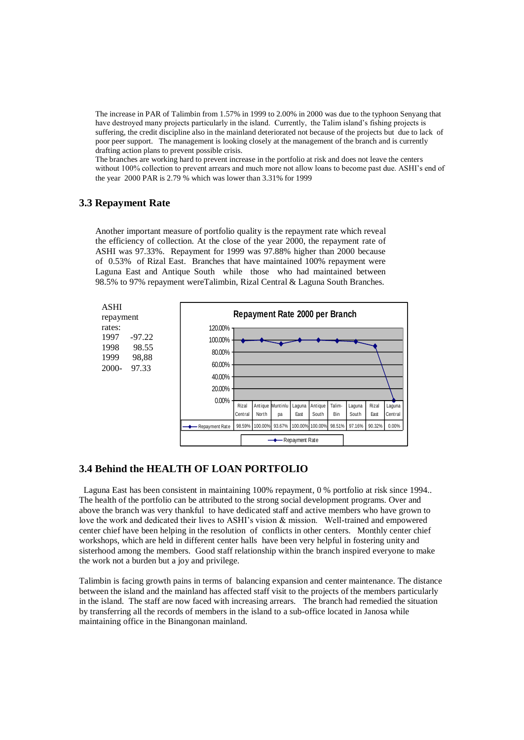The increase in PAR of Talimbin from 1.57% in 1999 to 2.00% in 2000 was due to the typhoon Senyang that have destroyed many projects particularly in the island. Currently, the Talim island's fishing projects is suffering, the credit discipline also in the mainland deteriorated not because of the projects but due to lack of poor peer support. The management is looking closely at the management of the branch and is currently drafting action plans to prevent possible crisis.

The branches are working hard to prevent increase in the portfolio at risk and does not leave the centers without 100% collection to prevent arrears and much more not allow loans to become past due. ASHI's end of the year 2000 PAR is 2.79 % which was lower than 3.31% for 1999

## 3.3 Repayment Rate

Another important measure of portfolio quality is the repayment rate which reveal the efficiency of collection. At the close of the year 2000, the repayment rate of ASHI was 97.33%. Repayment for 1999 was 97.88% higher than 2000 because of 0.53% of Rizal East. Branches that have maintained 100% repayment were Laguna East and Antique South while those who had maintained between 98.5% to 97% repayment wereTalimbin, Rizal Central & Laguna South Branches.

ASHI repayment rates:

| | |
|---|---|
| 1997 | -97.22 |
| 1998 | 98.55 |
| 1999 | 98,88 |
| 2000- | 97.33 |

**Repayment Rate 2000 per Branch**

| | Rizal Central | Antique North | Muntinlupa | Laguna East | Antique South | Talim-Bin | Laguna South | Rizal East | Laguna Central |
|---|---|---|---|---|---|---|---|---|---|
| Repayment Rate | 98.59% | 100.00% | 93.67% | 100.00% | 100.00% | 98.51% | 97.16% | 90.32% | 0.00% |

## 3.4 Behind the HEALTH OF LOAN PORTFOLIO

Laguna East has been consistent in maintaining 100% repayment, 0 % portfolio at risk since 1994.. The health of the portfolio can be attributed to the strong social development programs. Over and above the branch was very thankful to have dedicated staff and active members who have grown to love the work and dedicated their lives to ASHI's vision & mission. Well-trained and empowered center chief have been helping in the resolution of conflicts in other centers. Monthly center chief workshops, which are held in different center halls have been very helpful in fostering unity and sisterhood among the members. Good staff relationship within the branch inspired everyone to make the work not a burden but a joy and privilege.

Talimbin is facing growth pains in terms of balancing expansion and center maintenance. The distance between the island and the mainland has affected staff visit to the projects of the members particularly in the island. The staff are now faced with increasing arrears. The branch had remedied the situation by transferring all the records of members in the island to a sub-office located in Janosa while maintaining office in the Binangonan mainland.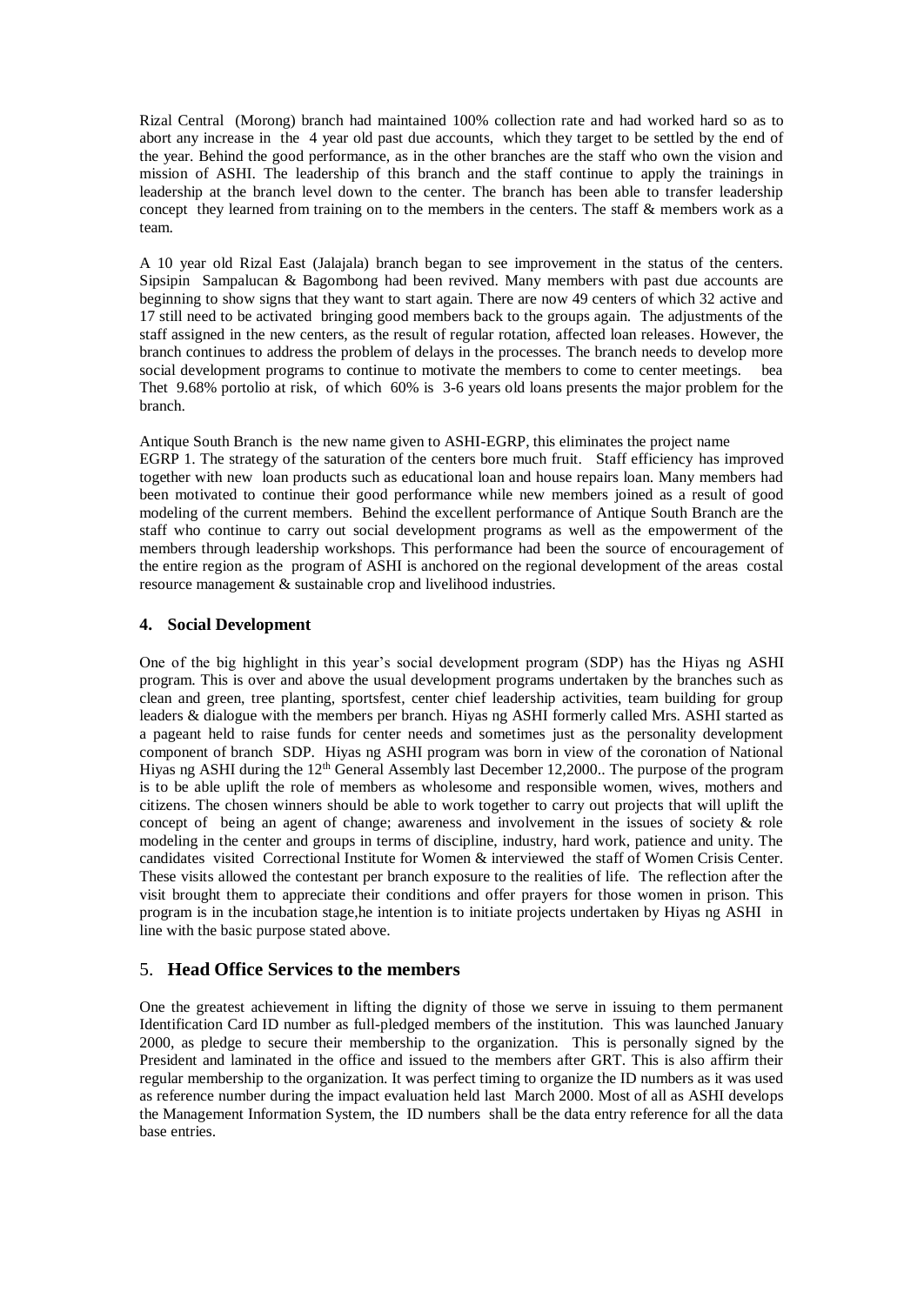Rizal Central (Morong) branch had maintained 100% collection rate and had worked hard so as to abort any increase in the 4 year old past due accounts, which they target to be settled by the end of the year. Behind the good performance, as in the other branches are the staff who own the vision and mission of ASHI. The leadership of this branch and the staff continue to apply the trainings in leadership at the branch level down to the center. The branch has been able to transfer leadership concept they learned from training on to the members in the centers. The staff & members work as a team.

A 10 year old Rizal East (Jalajala) branch began to see improvement in the status of the centers. Sipsipin Sampalucan & Bagombong had been revived. Many members with past due accounts are beginning to show signs that they want to start again. There are now 49 centers of which 32 active and 17 still need to be activated bringing good members back to the groups again. The adjustments of the staff assigned in the new centers, as the result of regular rotation, affected loan releases. However, the branch continues to address the problem of delays in the processes. The branch needs to develop more social development programs to continue to motivate the members to come to center meetings. bea Thet 9.68% portolio at risk, of which 60% is 3-6 years old loans presents the major problem for the branch.

Antique South Branch is the new name given to ASHI-EGRP, this eliminates the project name EGRP 1. The strategy of the saturation of the centers bore much fruit. Staff efficiency has improved together with new loan products such as educational loan and house repairs loan. Many members had been motivated to continue their good performance while new members joined as a result of good modeling of the current members. Behind the excellent performance of Antique South Branch are the staff who continue to carry out social development programs as well as the empowerment of the members through leadership workshops. This performance had been the source of encouragement of the entire region as the program of ASHI is anchored on the regional development of the areas costal resource management & sustainable crop and livelihood industries.

#### 4. Social Development

One of the big highlight in this year's social development program (SDP) has the Hiyas ng ASHI program. This is over and above the usual development programs undertaken by the branches such as clean and green, tree planting, sportsfest, center chief leadership activities, team building for group leaders & dialogue with the members per branch. Hiyas ng ASHI formerly called Mrs. ASHI started as a pageant held to raise funds for center needs and sometimes just as the personality development component of branch SDP. Hiyas ng ASHI program was born in view of the coronation of National Hiyas ng ASHI during the 12th General Assembly last December 12,2000.. The purpose of the program is to be able uplift the role of members as wholesome and responsible women, wives, mothers and citizens. The chosen winners should be able to work together to carry out projects that will uplift the concept of being an agent of change; awareness and involvement in the issues of society & role modeling in the center and groups in terms of discipline, industry, hard work, patience and unity. The candidates visited Correctional Institute for Women & interviewed the staff of Women Crisis Center. These visits allowed the contestant per branch exposure to the realities of life. The reflection after the visit brought them to appreciate their conditions and offer prayers for those women in prison. This program is in the incubation stage,he intention is to initiate projects undertaken by Hiyas ng ASHI in line with the basic purpose stated above.

## 5. Head Office Services to the members

One the greatest achievement in lifting the dignity of those we serve in issuing to them permanent Identification Card ID number as full-pledged members of the institution. This was launched January 2000, as pledge to secure their membership to the organization. This is personally signed by the President and laminated in the office and issued to the members after GRT. This is also affirm their regular membership to the organization. It was perfect timing to organize the ID numbers as it was used as reference number during the impact evaluation held last March 2000. Most of all as ASHI develops the Management Information System, the ID numbers shall be the data entry reference for all the data base entries.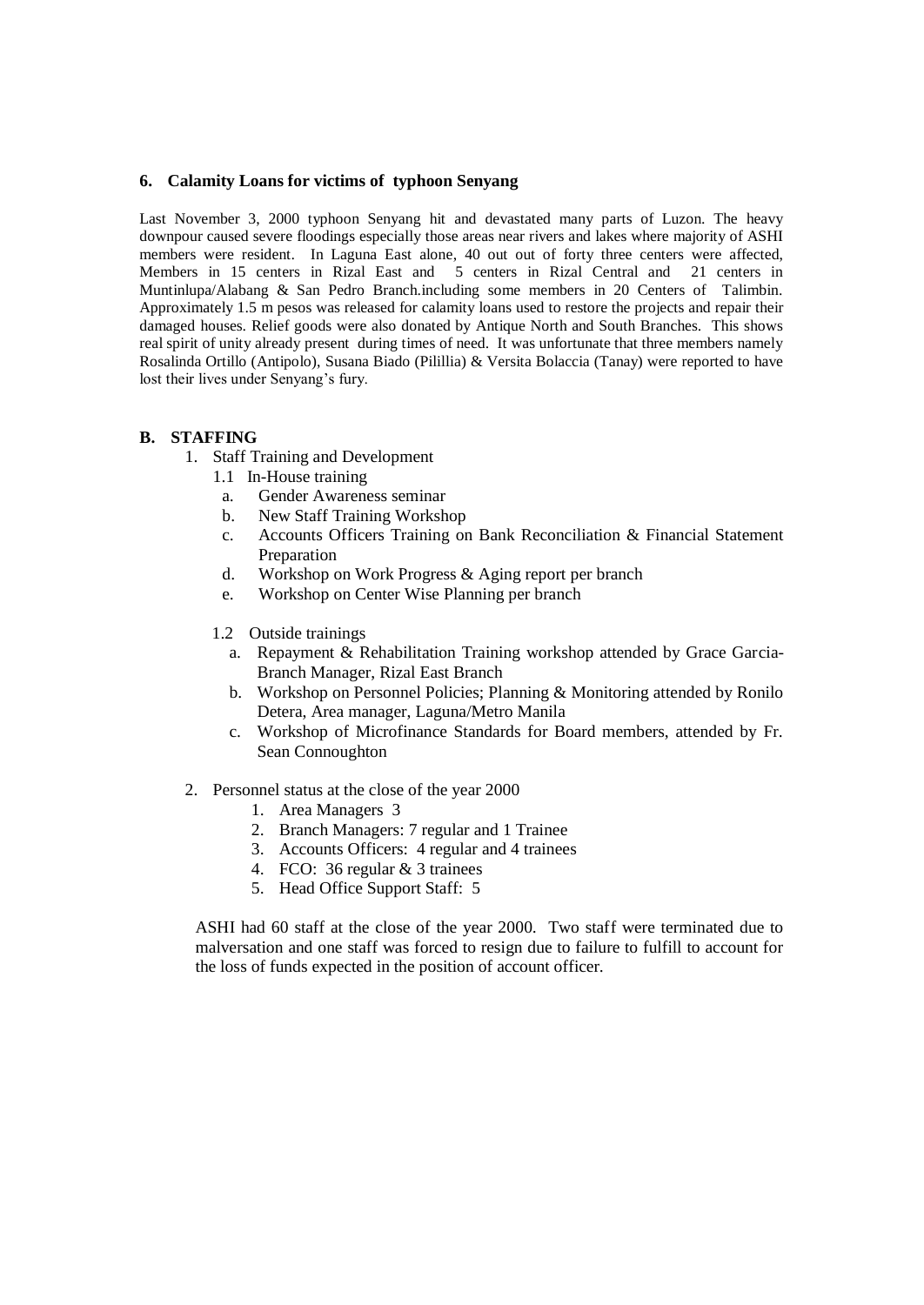### 6. Calamity Loans for victims of typhoon Senyang

Last November 3, 2000 typhoon Senyang hit and devastated many parts of Luzon. The heavy downpour caused severe floodings especially those areas near rivers and lakes where majority of ASHI members were resident. In Laguna East alone, 40 out out of forty three centers were affected, Members in 15 centers in Rizal East and 5 centers in Rizal Central and 21 centers in Muntinlupa/Alabang & San Pedro Branch.including some members in 20 Centers of Talimbin. Approximately 1.5 m pesos was released for calamity loans used to restore the projects and repair their damaged houses. Relief goods were also donated by Antique North and South Branches. This shows real spirit of unity already present during times of need. It was unfortunate that three members namely Rosalinda Ortillo (Antipolo), Susana Biado (Pilillia) & Versita Bolaccia (Tanay) were reported to have lost their lives under Senyang's fury.

## B. STAFFING

1. Staff Training and Development
   - 1.1 In-House training
     - a. Gender Awareness seminar
     - b. New Staff Training Workshop
     - c. Accounts Officers Training on Bank Reconciliation & Financial Statement Preparation
     - d. Workshop on Work Progress & Aging report per branch
     - e. Workshop on Center Wise Planning per branch
   - 1.2 Outside trainings
     - a. Repayment & Rehabilitation Training workshop attended by Grace Garcia-Branch Manager, Rizal East Branch
     - b. Workshop on Personnel Policies; Planning & Monitoring attended by Ronilo Detera, Area manager, Laguna/Metro Manila
     - c. Workshop of Microfinance Standards for Board members, attended by Fr. Sean Connoughton
2. Personnel status at the close of the year 2000
   1. Area Managers 3
   2. Branch Managers: 7 regular and 1 Trainee
   3. Accounts Officers: 4 regular and 4 trainees
   4. FCO: 36 regular & 3 trainees
   5. Head Office Support Staff: 5

   ASHI had 60 staff at the close of the year 2000. Two staff were terminated due to malversation and one staff was forced to resign due to failure to fulfill to account for the loss of funds expected in the position of account officer.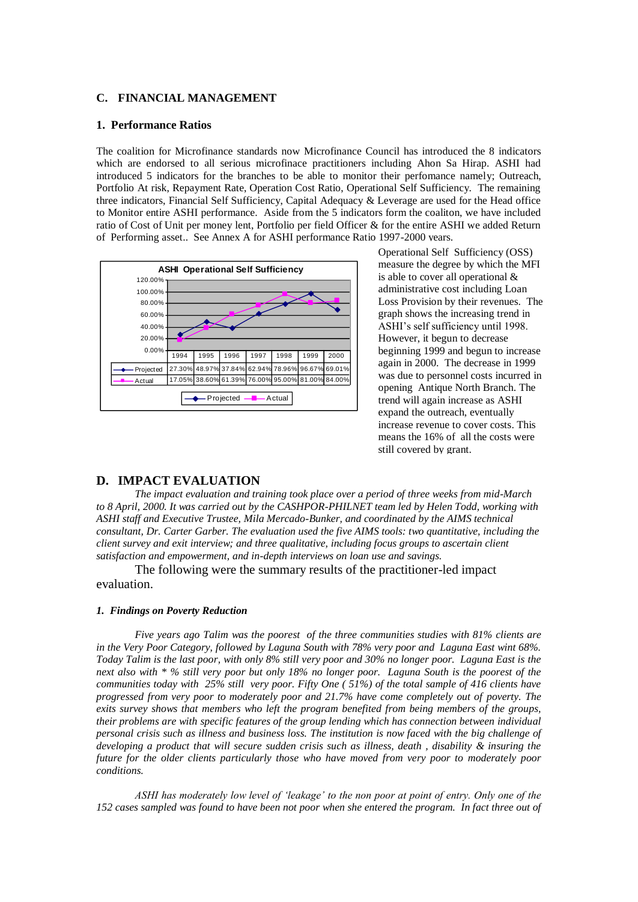## C. FINANCIAL MANAGEMENT

### 1. Performance Ratios

The coalition for Microfinance standards now Microfinance Council has introduced the 8 indicators which are endorsed to all serious microfinace practitioners including Ahon Sa Hirap. ASHI had introduced 5 indicators for the branches to be able to monitor their perfomance namely; Outreach, Portfolio At risk, Repayment Rate, Operation Cost Ratio, Operational Self Sufficiency. The remaining three indicators, Financial Self Sufficiency, Capital Adequacy & Leverage are used for the Head office to Monitor entire ASHI performance. Aside from the 5 indicators form the coaliton, we have included ratio of Cost of Unit per money lent, Portfolio per field Officer & for the entire ASHI we added Return of Performing asset.. See Annex A for ASHI performance Ratio 1997-2000 years.

**ASHI Operational Self Sufficiency**

| | 1994 | 1995 | 1996 | 1997 | 1998 | 1999 | 2000 |
|---|---|---|---|---|---|---|---|
| Projected | 27.30% | 48.97% | 37.84% | 62.94% | 78.96% | 96.67% | 69.01% |
| Actual | 17.05% | 38.60% | 61.39% | 76.00% | 95.00% | 81.00% | 84.00% |

Operational Self Sufficiency (OSS) measure the degree by which the MFI is able to cover all operational & administrative cost including Loan Loss Provision by their revenues. The graph shows the increasing trend in ASHI's self sufficiency until 1998. However, it begun to decrease beginning 1999 and begun to increase again in 2000. The decrease in 1999 was due to personnel costs incurred in opening Antique North Branch. The trend will again increase as ASHI expand the outreach, eventually increase revenue to cover costs. This means the 16% of all the costs were still covered by grant.

## D. IMPACT EVALUATION

*The impact evaluation and training took place over a period of three weeks from mid-March to 8 April, 2000. It was carried out by the CASHPOR-PHILNET team led by Helen Todd, working with ASHI staff and Executive Trustee, Mila Mercado-Bunker, and coordinated by the AIMS technical consultant, Dr. Carter Garber. The evaluation used the five AIMS tools: two quantitative, including the client survey and exit interview; and three qualitative, including focus groups to ascertain client satisfaction and empowerment, and in-depth interviews on loan use and savings.*

The following were the summary results of the practitioner-led impact evaluation.

#### *1. Findings on Poverty Reduction*

*Five years ago Talim was the poorest of the three communities studies with 81% clients are in the Very Poor Category, followed by Laguna South with 78% very poor and Laguna East wint 68%. Today Talim is the last poor, with only 8% still very poor and 30% no longer poor. Laguna East is the next also with * % still very poor but only 18% no longer poor. Laguna South is the poorest of the communities today with 25% still very poor. Fifty One ( 51%) of the total sample of 416 clients have progressed from very poor to moderately poor and 21.7% have come completely out of poverty. The exits survey shows that members who left the program benefited from being members of the groups, their problems are with specific features of the group lending which has connection between individual personal crisis such as illness and business loss. The institution is now faced with the big challenge of developing a product that will secure sudden crisis such as illness, death , disability & insuring the future for the older clients particularly those who have moved from very poor to moderately poor conditions.*

*ASHI has moderately low level of 'leakage' to the non poor at point of entry. Only one of the 152 cases sampled was found to have been not poor when she entered the program. In fact three out of*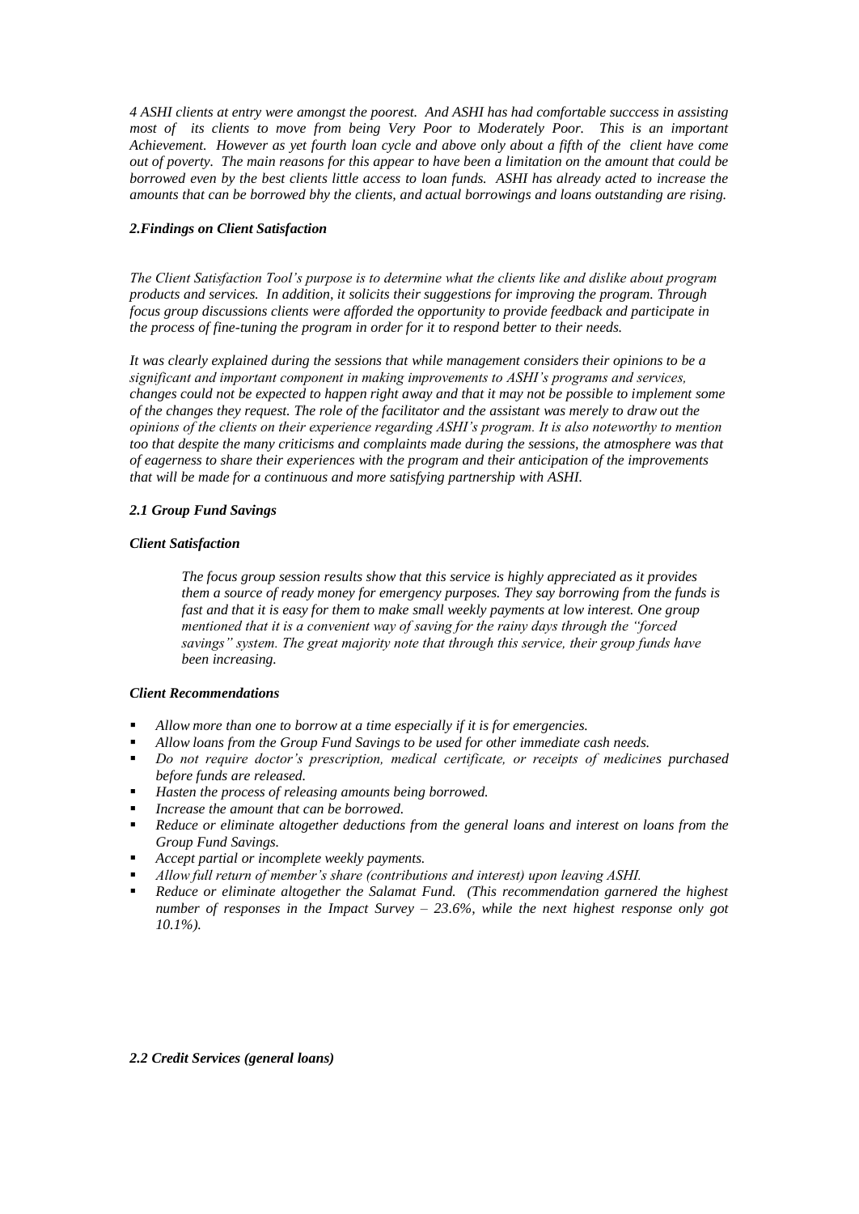*4 ASHI clients at entry were amongst the poorest. And ASHI has had comfortable succcess in assisting most of its clients to move from being Very Poor to Moderately Poor. This is an important Achievement. However as yet fourth loan cycle and above only about a fifth of the client have come out of poverty. The main reasons for this appear to have been a limitation on the amount that could be borrowed even by the best clients little access to loan funds. ASHI has already acted to increase the amounts that can be borrowed bhy the clients, and actual borrowings and loans outstanding are rising.*

## *2.Findings on Client Satisfaction*

*The Client Satisfaction Tool's purpose is to determine what the clients like and dislike about program products and services. In addition, it solicits their suggestions for improving the program. Through focus group discussions clients were afforded the opportunity to provide feedback and participate in the process of fine-tuning the program in order for it to respond better to their needs.*

*It was clearly explained during the sessions that while management considers their opinions to be a significant and important component in making improvements to ASHI's programs and services, changes could not be expected to happen right away and that it may not be possible to implement some of the changes they request. The role of the facilitator and the assistant was merely to draw out the opinions of the clients on their experience regarding ASHI's program. It is also noteworthy to mention too that despite the many criticisms and complaints made during the sessions, the atmosphere was that of eagerness to share their experiences with the program and their anticipation of the improvements that will be made for a continuous and more satisfying partnership with ASHI.*

### *2.1 Group Fund Savings*

#### *Client Satisfaction*

*The focus group session results show that this service is highly appreciated as it provides them a source of ready money for emergency purposes. They say borrowing from the funds is fast and that it is easy for them to make small weekly payments at low interest. One group mentioned that it is a convenient way of saving for the rainy days through the "forced savings" system. The great majority note that through this service, their group funds have been increasing.*

#### *Client Recommendations*

- *Allow more than one to borrow at a time especially if it is for emergencies.*
- *Allow loans from the Group Fund Savings to be used for other immediate cash needs.*
- *Do not require doctor's prescription, medical certificate, or receipts of medicines purchased before funds are released.*
- *Hasten the process of releasing amounts being borrowed.*
- *Increase the amount that can be borrowed.*
- *Reduce or eliminate altogether deductions from the general loans and interest on loans from the Group Fund Savings.*
- *Accept partial or incomplete weekly payments.*
- *Allow full return of member's share (contributions and interest) upon leaving ASHI.*
- *Reduce or eliminate altogether the Salamat Fund. (This recommendation garnered the highest number of responses in the Impact Survey – 23.6%, while the next highest response only got 10.1%).*

### *2.2 Credit Services (general loans)*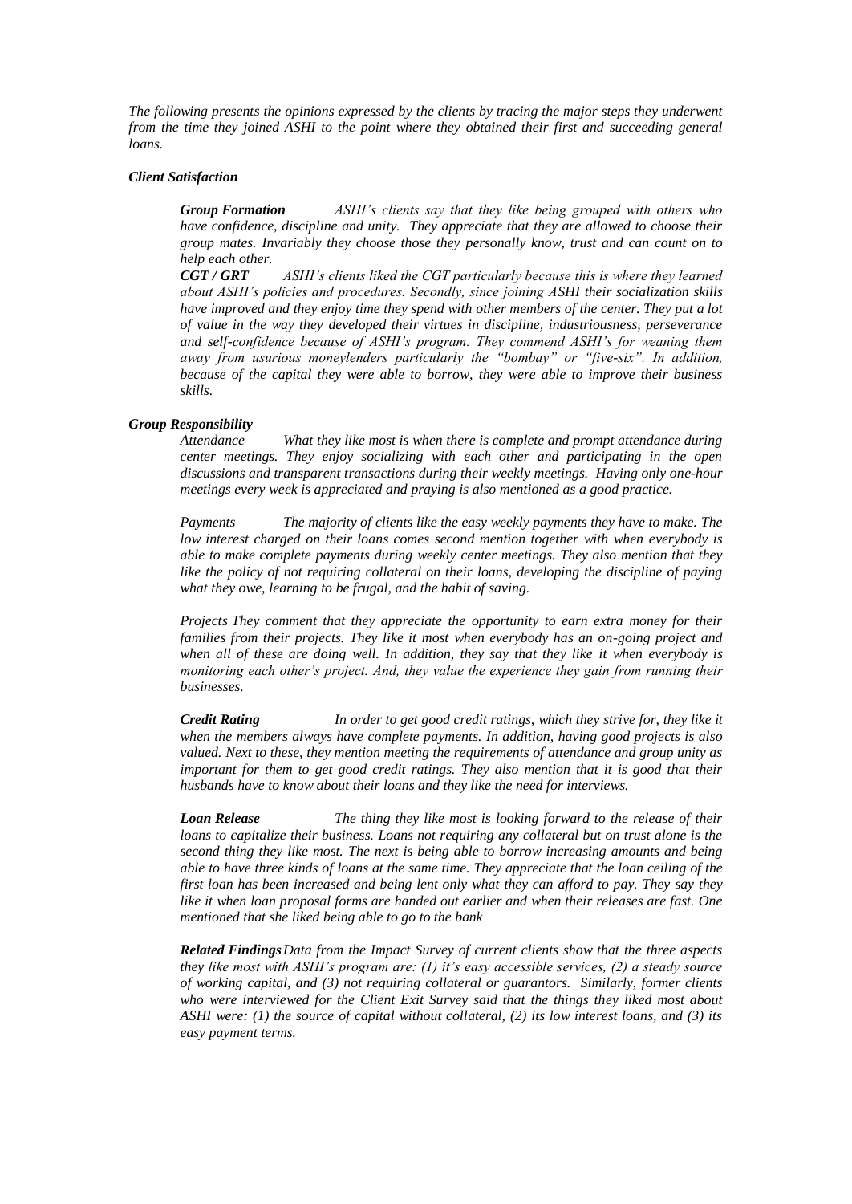*The following presents the opinions expressed by the clients by tracing the major steps they underwent from the time they joined ASHI to the point where they obtained their first and succeeding general loans.*

***Client Satisfaction***

***Group Formation*** *ASHI's clients say that they like being grouped with others who have confidence, discipline and unity. They appreciate that they are allowed to choose their group mates. Invariably they choose those they personally know, trust and can count on to help each other.*

***CGT / GRT*** *ASHI's clients liked the CGT particularly because this is where they learned about ASHI's policies and procedures. Secondly, since joining ASHI their socialization skills have improved and they enjoy time they spend with other members of the center. They put a lot of value in the way they developed their virtues in discipline, industriousness, perseverance and self-confidence because of ASHI's program. They commend ASHI's for weaning them away from usurious moneylenders particularly the "bombay" or "five-six". In addition, because of the capital they were able to borrow, they were able to improve their business skills.*

***Group Responsibility***

*Attendance* *What they like most is when there is complete and prompt attendance during center meetings. They enjoy socializing with each other and participating in the open discussions and transparent transactions during their weekly meetings. Having only one-hour meetings every week is appreciated and praying is also mentioned as a good practice.*

*Payments* *The majority of clients like the easy weekly payments they have to make. The low interest charged on their loans comes second mention together with when everybody is able to make complete payments during weekly center meetings. They also mention that they like the policy of not requiring collateral on their loans, developing the discipline of paying what they owe, learning to be frugal, and the habit of saving.*

*Projects* *They comment that they appreciate the opportunity to earn extra money for their families from their projects. They like it most when everybody has an on-going project and when all of these are doing well. In addition, they say that they like it when everybody is monitoring each other's project. And, they value the experience they gain from running their businesses.*

***Credit Rating*** *In order to get good credit ratings, which they strive for, they like it when the members always have complete payments. In addition, having good projects is also valued. Next to these, they mention meeting the requirements of attendance and group unity as important for them to get good credit ratings. They also mention that it is good that their husbands have to know about their loans and they like the need for interviews.*

***Loan Release*** *The thing they like most is looking forward to the release of their loans to capitalize their business. Loans not requiring any collateral but on trust alone is the second thing they like most. The next is being able to borrow increasing amounts and being able to have three kinds of loans at the same time. They appreciate that the loan ceiling of the first loan has been increased and being lent only what they can afford to pay. They say they like it when loan proposal forms are handed out earlier and when their releases are fast. One mentioned that she liked being able to go to the bank*

***Related Findings*** *Data from the Impact Survey of current clients show that the three aspects they like most with ASHI's program are: (1) it's easy accessible services, (2) a steady source of working capital, and (3) not requiring collateral or guarantors. Similarly, former clients who were interviewed for the Client Exit Survey said that the things they liked most about ASHI were: (1) the source of capital without collateral, (2) its low interest loans, and (3) its easy payment terms.*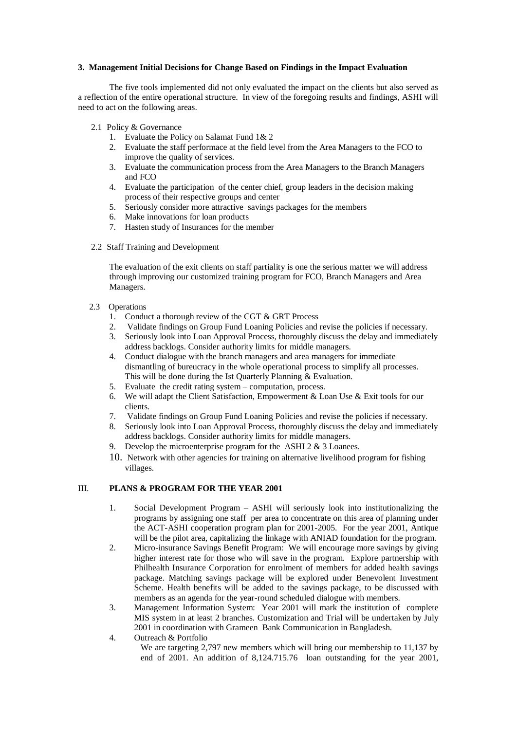**3. Management Initial Decisions for Change Based on Findings in the Impact Evaluation**

The five tools implemented did not only evaluated the impact on the clients but also served as a reflection of the entire operational structure. In view of the foregoing results and findings, ASHI will need to act on the following areas.

2.1 Policy & Governance

1. Evaluate the Policy on Salamat Fund 1& 2
2. Evaluate the staff performace at the field level from the Area Managers to the FCO to improve the quality of services.
3. Evaluate the communication process from the Area Managers to the Branch Managers and FCO
4. Evaluate the participation of the center chief, group leaders in the decision making process of their respective groups and center
5. Seriously consider more attractive savings packages for the members
6. Make innovations for loan products
7. Hasten study of Insurances for the member

2.2 Staff Training and Development

The evaluation of the exit clients on staff partiality is one the serious matter we will address through improving our customized training program for FCO, Branch Managers and Area Managers.

2.3 Operations

1. Conduct a thorough review of the CGT & GRT Process
2. Validate findings on Group Fund Loaning Policies and revise the policies if necessary.
3. Seriously look into Loan Approval Process, thoroughly discuss the delay and immediately address backlogs. Consider authority limits for middle managers.
4. Conduct dialogue with the branch managers and area managers for immediate dismantling of bureucracy in the whole operational process to simplify all processes. This will be done during the Ist Quarterly Planning & Evaluation.
5. Evaluate the credit rating system – computation, process.
6. We will adapt the Client Satisfaction, Empowerment & Loan Use & Exit tools for our clients.
7. Validate findings on Group Fund Loaning Policies and revise the policies if necessary.
8. Seriously look into Loan Approval Process, thoroughly discuss the delay and immediately address backlogs. Consider authority limits for middle managers.
9. Develop the microenterprise program for the ASHI 2 & 3 Loanees.
10. Network with other agencies for training on alternative livelihood program for fishing villages.

## III. PLANS & PROGRAM FOR THE YEAR 2001

1. Social Development Program – ASHI will seriously look into institutionalizing the programs by assigning one staff per area to concentrate on this area of planning under the ACT-ASHI cooperation program plan for 2001-2005. For the year 2001, Antique will be the pilot area, capitalizing the linkage with ANIAD foundation for the program.
2. Micro-insurance Savings Benefit Program: We will encourage more savings by giving higher interest rate for those who will save in the program. Explore partnership with Philhealth Insurance Corporation for enrolment of members for added health savings package. Matching savings package will be explored under Benevolent Investment Scheme. Health benefits will be added to the savings package, to be discussed with members as an agenda for the year-round scheduled dialogue with members.
3. Management Information System: Year 2001 will mark the institution of complete MIS system in at least 2 branches. Customization and Trial will be undertaken by July 2001 in coordination with Grameen Bank Communication in Bangladesh.
4. Outreach & Portfolio

   We are targeting 2,797 new members which will bring our membership to 11,137 by end of 2001. An addition of 8,124.715.76 loan outstanding for the year 2001,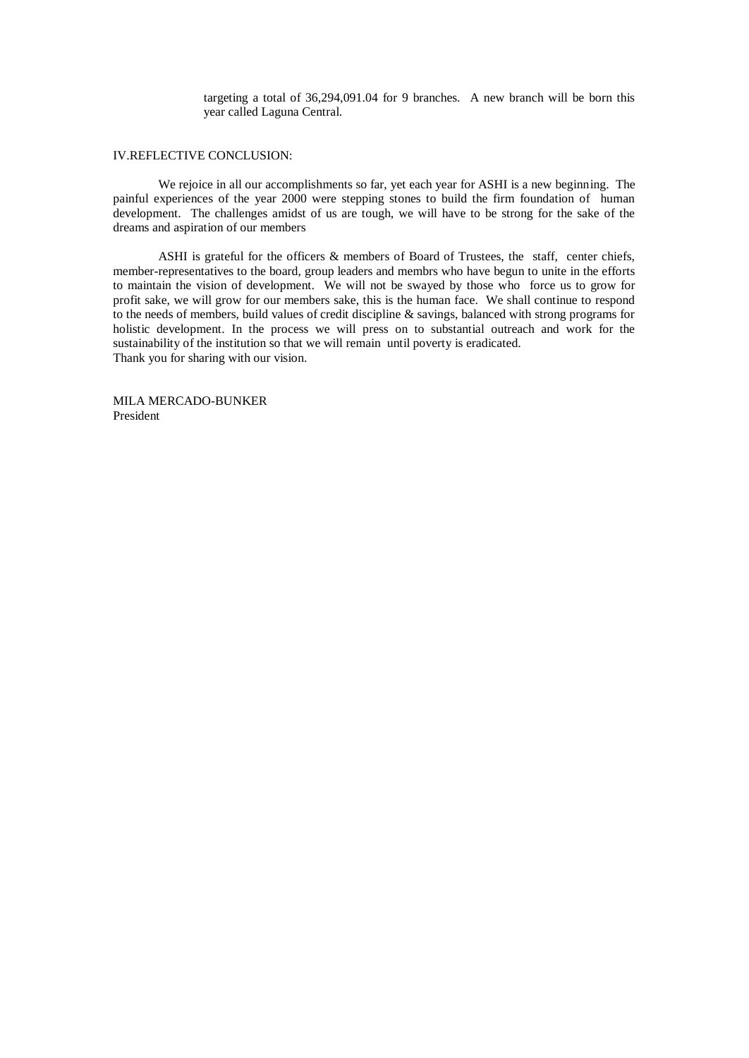targeting a total of 36,294,091.04 for 9 branches. A new branch will be born this year called Laguna Central.

## IV.REFLECTIVE CONCLUSION:

We rejoice in all our accomplishments so far, yet each year for ASHI is a new beginning. The painful experiences of the year 2000 were stepping stones to build the firm foundation of human development. The challenges amidst of us are tough, we will have to be strong for the sake of the dreams and aspiration of our members

ASHI is grateful for the officers & members of Board of Trustees, the staff, center chiefs, member-representatives to the board, group leaders and membrs who have begun to unite in the efforts to maintain the vision of development. We will not be swayed by those who force us to grow for profit sake, we will grow for our members sake, this is the human face. We shall continue to respond to the needs of members, build values of credit discipline & savings, balanced with strong programs for holistic development. In the process we will press on to substantial outreach and work for the sustainability of the institution so that we will remain until poverty is eradicated.
Thank you for sharing with our vision.

MILA MERCADO-BUNKER
President